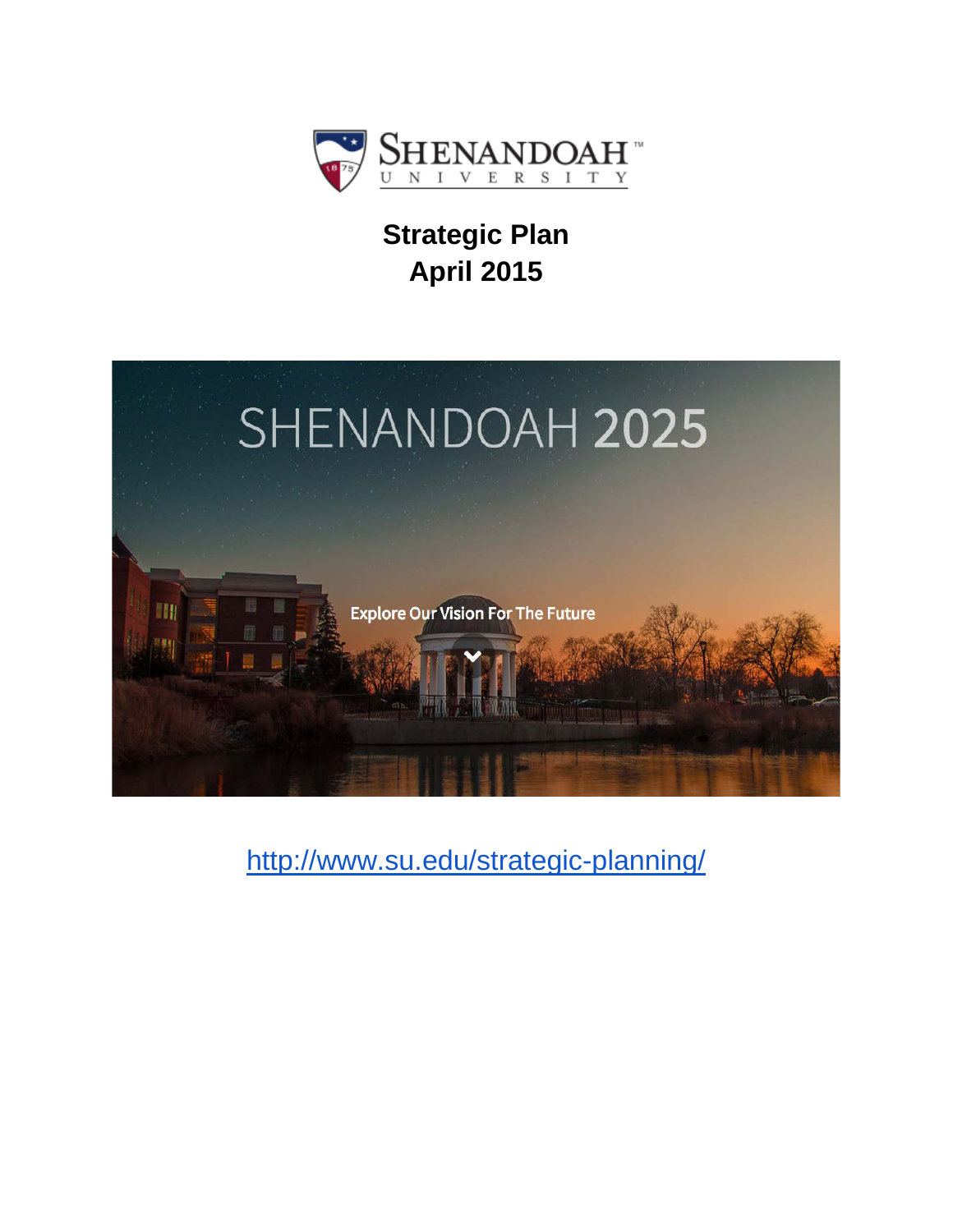**Shenandoah University**

# Strategic Plan
# April 2015

SHENANDOAH 2025

Explore Our Vision For The Future

http://www.su.edu/strategic-planning/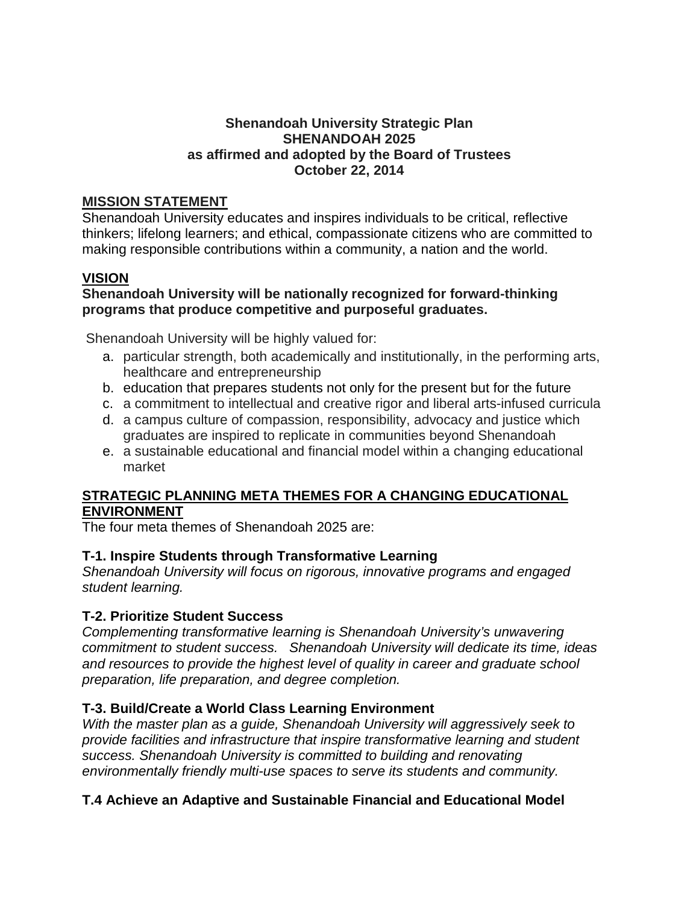**Shenandoah University Strategic Plan**
**SHENANDOAH 2025**
**as affirmed and adopted by the Board of Trustees**
**October 22, 2014**

## MISSION STATEMENT

Shenandoah University educates and inspires individuals to be critical, reflective thinkers; lifelong learners; and ethical, compassionate citizens who are committed to making responsible contributions within a community, a nation and the world.

## VISION

**Shenandoah University will be nationally recognized for forward-thinking programs that produce competitive and purposeful graduates.**

Shenandoah University will be highly valued for:

a. particular strength, both academically and institutionally, in the performing arts, healthcare and entrepreneurship
b. education that prepares students not only for the present but for the future
c. a commitment to intellectual and creative rigor and liberal arts-infused curricula
d. a campus culture of compassion, responsibility, advocacy and justice which graduates are inspired to replicate in communities beyond Shenandoah
e. a sustainable educational and financial model within a changing educational market

## STRATEGIC PLANNING META THEMES FOR A CHANGING EDUCATIONAL ENVIRONMENT

The four meta themes of Shenandoah 2025 are:

### T-1. Inspire Students through Transformative Learning

*Shenandoah University will focus on rigorous, innovative programs and engaged student learning.*

### T-2. Prioritize Student Success

*Complementing transformative learning is Shenandoah University's unwavering commitment to student success. Shenandoah University will dedicate its time, ideas and resources to provide the highest level of quality in career and graduate school preparation, life preparation, and degree completion.*

### T-3. Build/Create a World Class Learning Environment

*With the master plan as a guide, Shenandoah University will aggressively seek to provide facilities and infrastructure that inspire transformative learning and student success. Shenandoah University is committed to building and renovating environmentally friendly multi-use spaces to serve its students and community.*

### T.4 Achieve an Adaptive and Sustainable Financial and Educational Model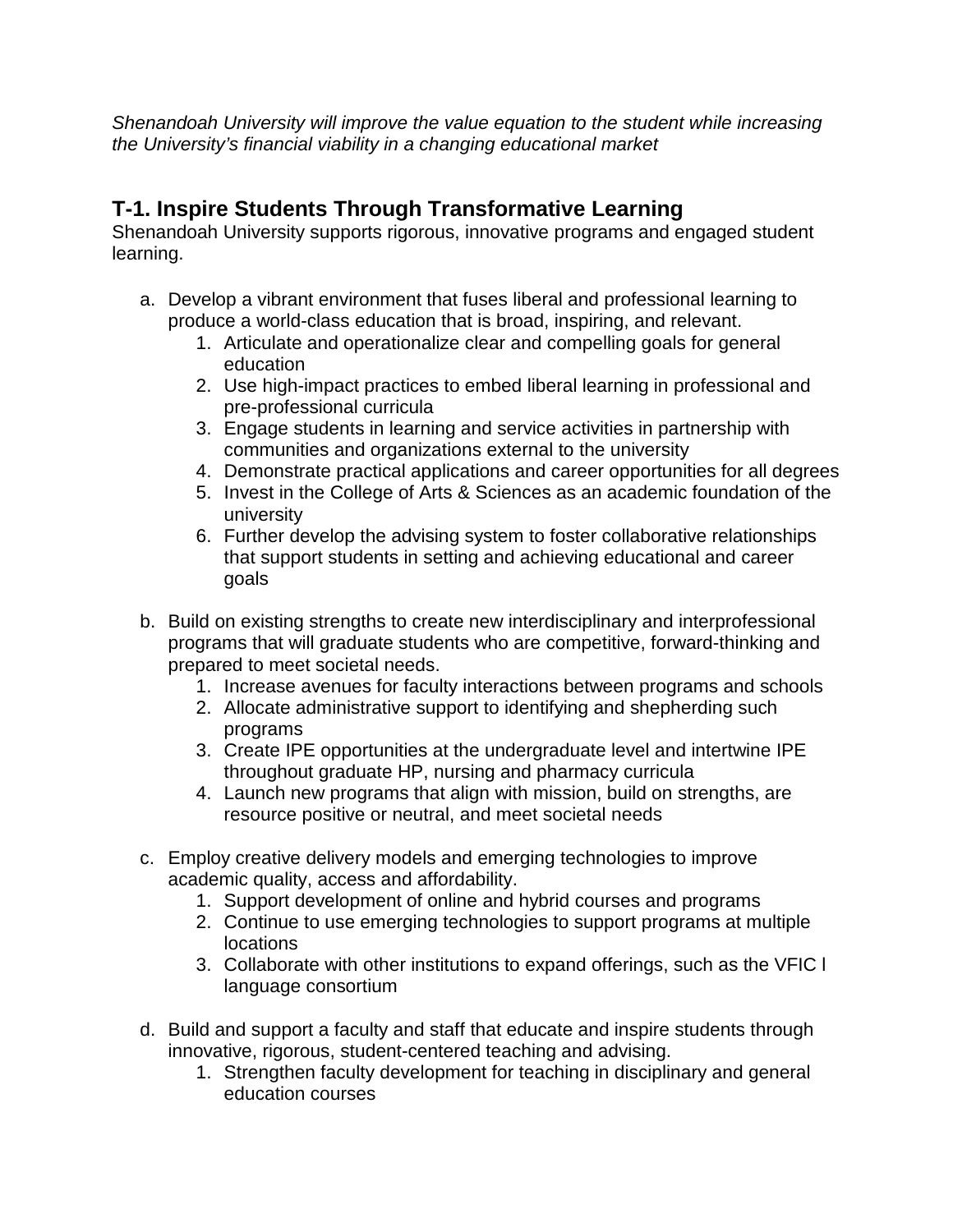*Shenandoah University will improve the value equation to the student while increasing the University's financial viability in a changing educational market*

## T-1. Inspire Students Through Transformative Learning

Shenandoah University supports rigorous, innovative programs and engaged student learning.

a. Develop a vibrant environment that fuses liberal and professional learning to produce a world-class education that is broad, inspiring, and relevant.
    1. Articulate and operationalize clear and compelling goals for general education
    2. Use high-impact practices to embed liberal learning in professional and pre-professional curricula
    3. Engage students in learning and service activities in partnership with communities and organizations external to the university
    4. Demonstrate practical applications and career opportunities for all degrees
    5. Invest in the College of Arts & Sciences as an academic foundation of the university
    6. Further develop the advising system to foster collaborative relationships that support students in setting and achieving educational and career goals

b. Build on existing strengths to create new interdisciplinary and interprofessional programs that will graduate students who are competitive, forward-thinking and prepared to meet societal needs.
    1. Increase avenues for faculty interactions between programs and schools
    2. Allocate administrative support to identifying and shepherding such programs
    3. Create IPE opportunities at the undergraduate level and intertwine IPE throughout graduate HP, nursing and pharmacy curricula
    4. Launch new programs that align with mission, build on strengths, are resource positive or neutral, and meet societal needs

c. Employ creative delivery models and emerging technologies to improve academic quality, access and affordability.
    1. Support development of online and hybrid courses and programs
    2. Continue to use emerging technologies to support programs at multiple locations
    3. Collaborate with other institutions to expand offerings, such as the VFIC l language consortium

d. Build and support a faculty and staff that educate and inspire students through innovative, rigorous, student-centered teaching and advising.
    1. Strengthen faculty development for teaching in disciplinary and general education courses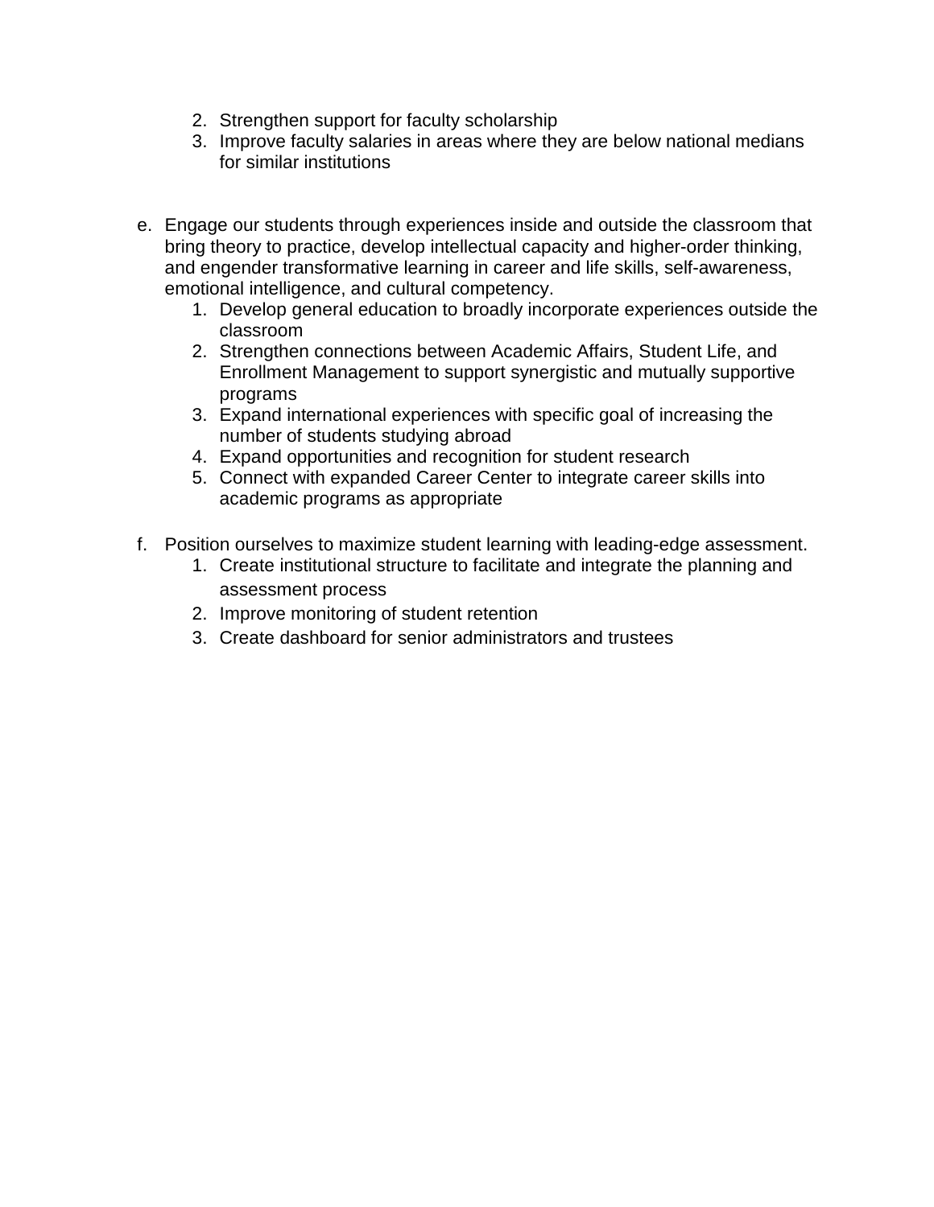2. Strengthen support for faculty scholarship
3. Improve faculty salaries in areas where they are below national medians for similar institutions

e. Engage our students through experiences inside and outside the classroom that bring theory to practice, develop intellectual capacity and higher-order thinking, and engender transformative learning in career and life skills, self-awareness, emotional intelligence, and cultural competency.
   1. Develop general education to broadly incorporate experiences outside the classroom
   2. Strengthen connections between Academic Affairs, Student Life, and Enrollment Management to support synergistic and mutually supportive programs
   3. Expand international experiences with specific goal of increasing the number of students studying abroad
   4. Expand opportunities and recognition for student research
   5. Connect with expanded Career Center to integrate career skills into academic programs as appropriate

f. Position ourselves to maximize student learning with leading-edge assessment.
   1. Create institutional structure to facilitate and integrate the planning and assessment process
   2. Improve monitoring of student retention
   3. Create dashboard for senior administrators and trustees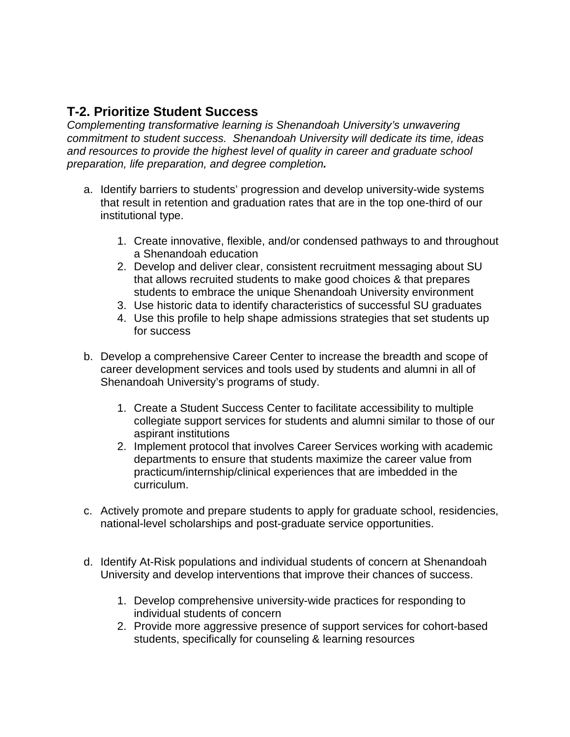## T-2. Prioritize Student Success

*Complementing transformative learning is Shenandoah University's unwavering commitment to student success. Shenandoah University will dedicate its time, ideas and resources to provide the highest level of quality in career and graduate school preparation, life preparation, and degree completion.*

a. Identify barriers to students' progression and develop university-wide systems that result in retention and graduation rates that are in the top one-third of our institutional type.

   1. Create innovative, flexible, and/or condensed pathways to and throughout a Shenandoah education
   2. Develop and deliver clear, consistent recruitment messaging about SU that allows recruited students to make good choices & that prepares students to embrace the unique Shenandoah University environment
   3. Use historic data to identify characteristics of successful SU graduates
   4. Use this profile to help shape admissions strategies that set students up for success

b. Develop a comprehensive Career Center to increase the breadth and scope of career development services and tools used by students and alumni in all of Shenandoah University's programs of study.

   1. Create a Student Success Center to facilitate accessibility to multiple collegiate support services for students and alumni similar to those of our aspirant institutions
   2. Implement protocol that involves Career Services working with academic departments to ensure that students maximize the career value from practicum/internship/clinical experiences that are imbedded in the curriculum.

c. Actively promote and prepare students to apply for graduate school, residencies, national-level scholarships and post-graduate service opportunities.

d. Identify At-Risk populations and individual students of concern at Shenandoah University and develop interventions that improve their chances of success.

   1. Develop comprehensive university-wide practices for responding to individual students of concern
   2. Provide more aggressive presence of support services for cohort-based students, specifically for counseling & learning resources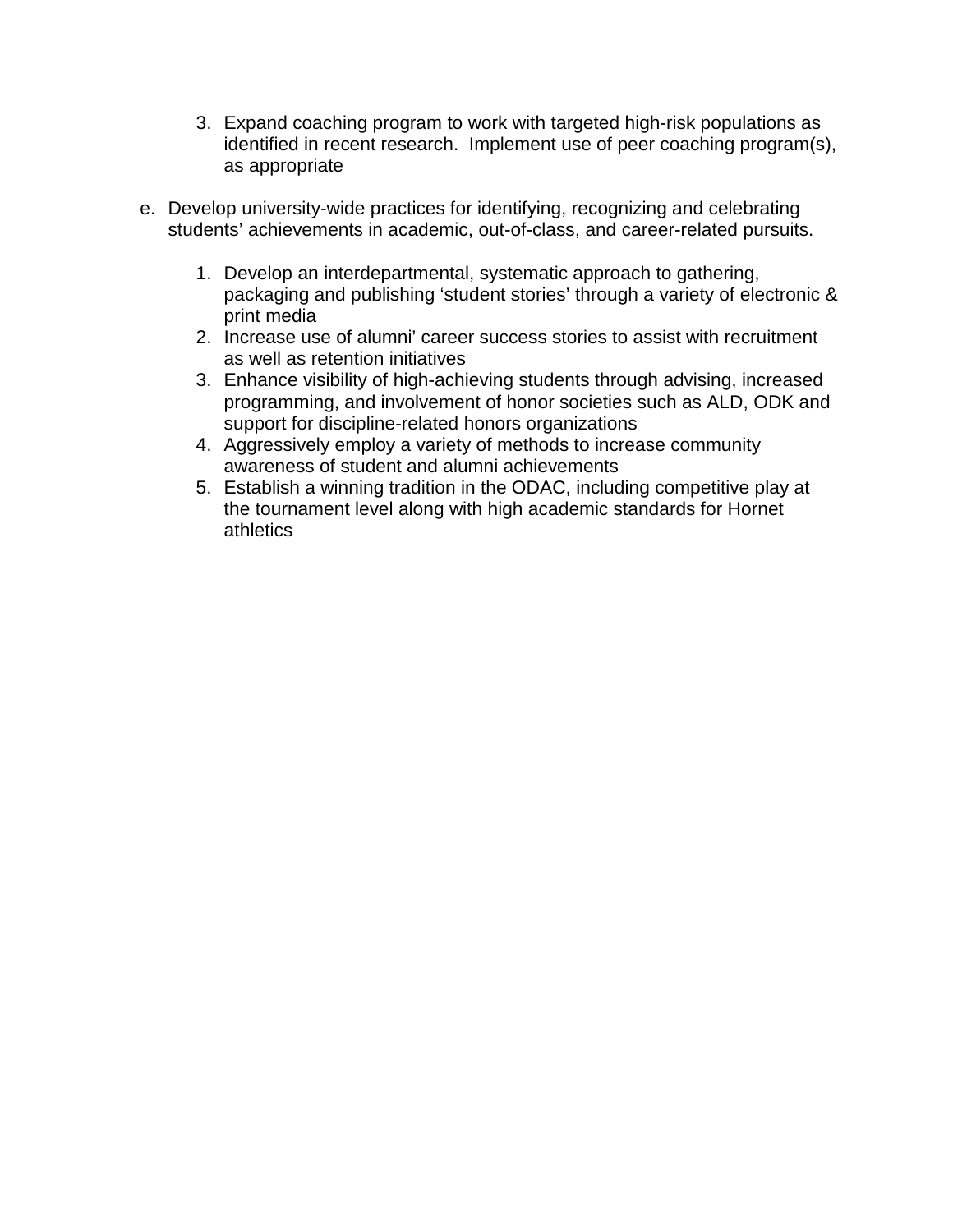3. Expand coaching program to work with targeted high-risk populations as identified in recent research. Implement use of peer coaching program(s), as appropriate

e. Develop university-wide practices for identifying, recognizing and celebrating students' achievements in academic, out-of-class, and career-related pursuits.

   1. Develop an interdepartmental, systematic approach to gathering, packaging and publishing 'student stories' through a variety of electronic & print media
   2. Increase use of alumni' career success stories to assist with recruitment as well as retention initiatives
   3. Enhance visibility of high-achieving students through advising, increased programming, and involvement of honor societies such as ALD, ODK and support for discipline-related honors organizations
   4. Aggressively employ a variety of methods to increase community awareness of student and alumni achievements
   5. Establish a winning tradition in the ODAC, including competitive play at the tournament level along with high academic standards for Hornet athletics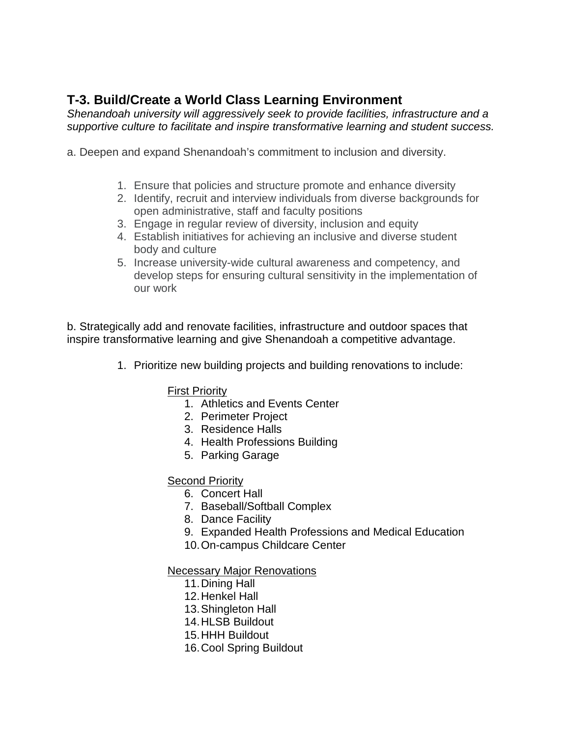## T-3. Build/Create a World Class Learning Environment

*Shenandoah university will aggressively seek to provide facilities, infrastructure and a supportive culture to facilitate and inspire transformative learning and student success.*

a. Deepen and expand Shenandoah's commitment to inclusion and diversity.

1. Ensure that policies and structure promote and enhance diversity
2. Identify, recruit and interview individuals from diverse backgrounds for open administrative, staff and faculty positions
3. Engage in regular review of diversity, inclusion and equity
4. Establish initiatives for achieving an inclusive and diverse student body and culture
5. Increase university-wide cultural awareness and competency, and develop steps for ensuring cultural sensitivity in the implementation of our work

b. Strategically add and renovate facilities, infrastructure and outdoor spaces that inspire transformative learning and give Shenandoah a competitive advantage.

1. Prioritize new building projects and building renovations to include:

   First Priority

   1. Athletics and Events Center
   2. Perimeter Project
   3. Residence Halls
   4. Health Professions Building
   5. Parking Garage

   Second Priority

   6. Concert Hall
   7. Baseball/Softball Complex
   8. Dance Facility
   9. Expanded Health Professions and Medical Education
   10. On-campus Childcare Center

   Necessary Major Renovations

   11. Dining Hall
   12. Henkel Hall
   13. Shingleton Hall
   14. HLSB Buildout
   15. HHH Buildout
   16. Cool Spring Buildout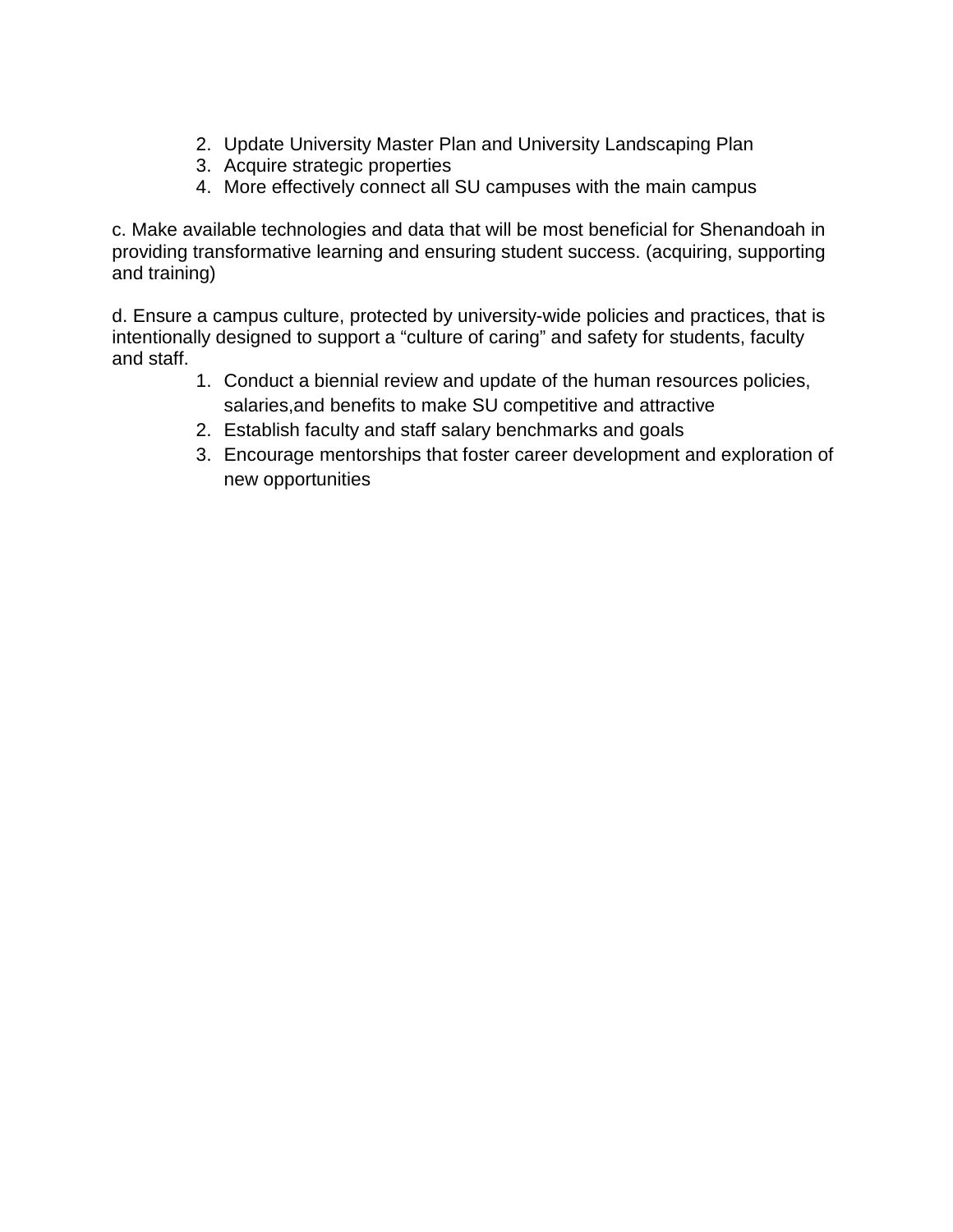2. Update University Master Plan and University Landscaping Plan
3. Acquire strategic properties
4. More effectively connect all SU campuses with the main campus

c. Make available technologies and data that will be most beneficial for Shenandoah in providing transformative learning and ensuring student success. (acquiring, supporting and training)

d. Ensure a campus culture, protected by university-wide policies and practices, that is intentionally designed to support a “culture of caring” and safety for students, faculty and staff.

1. Conduct a biennial review and update of the human resources policies, salaries,and benefits to make SU competitive and attractive
2. Establish faculty and staff salary benchmarks and goals
3. Encourage mentorships that foster career development and exploration of new opportunities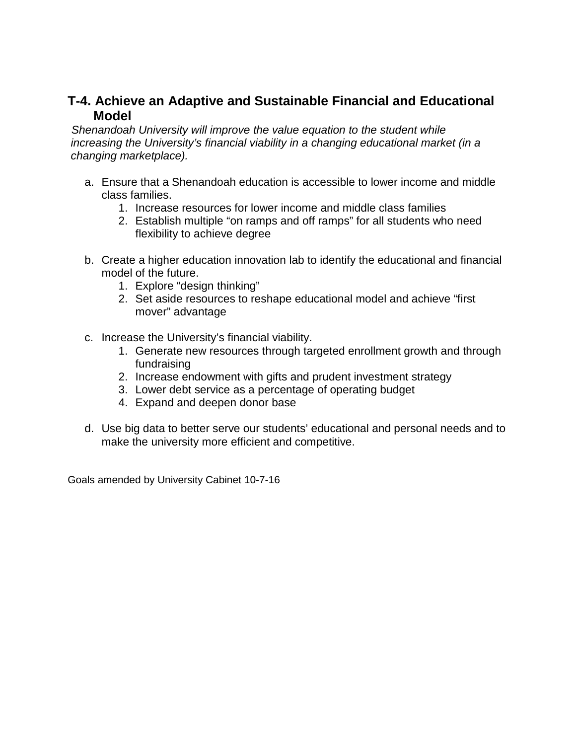### T-4. Achieve an Adaptive and Sustainable Financial and Educational Model

*Shenandoah University will improve the value equation to the student while increasing the University's financial viability in a changing educational market (in a changing marketplace).*

a. Ensure that a Shenandoah education is accessible to lower income and middle class families.
   1. Increase resources for lower income and middle class families
   2. Establish multiple "on ramps and off ramps" for all students who need flexibility to achieve degree

b. Create a higher education innovation lab to identify the educational and financial model of the future.
   1. Explore "design thinking"
   2. Set aside resources to reshape educational model and achieve "first mover" advantage

c. Increase the University's financial viability.
   1. Generate new resources through targeted enrollment growth and through fundraising
   2. Increase endowment with gifts and prudent investment strategy
   3. Lower debt service as a percentage of operating budget
   4. Expand and deepen donor base

d. Use big data to better serve our students' educational and personal needs and to make the university more efficient and competitive.

Goals amended by University Cabinet 10-7-16